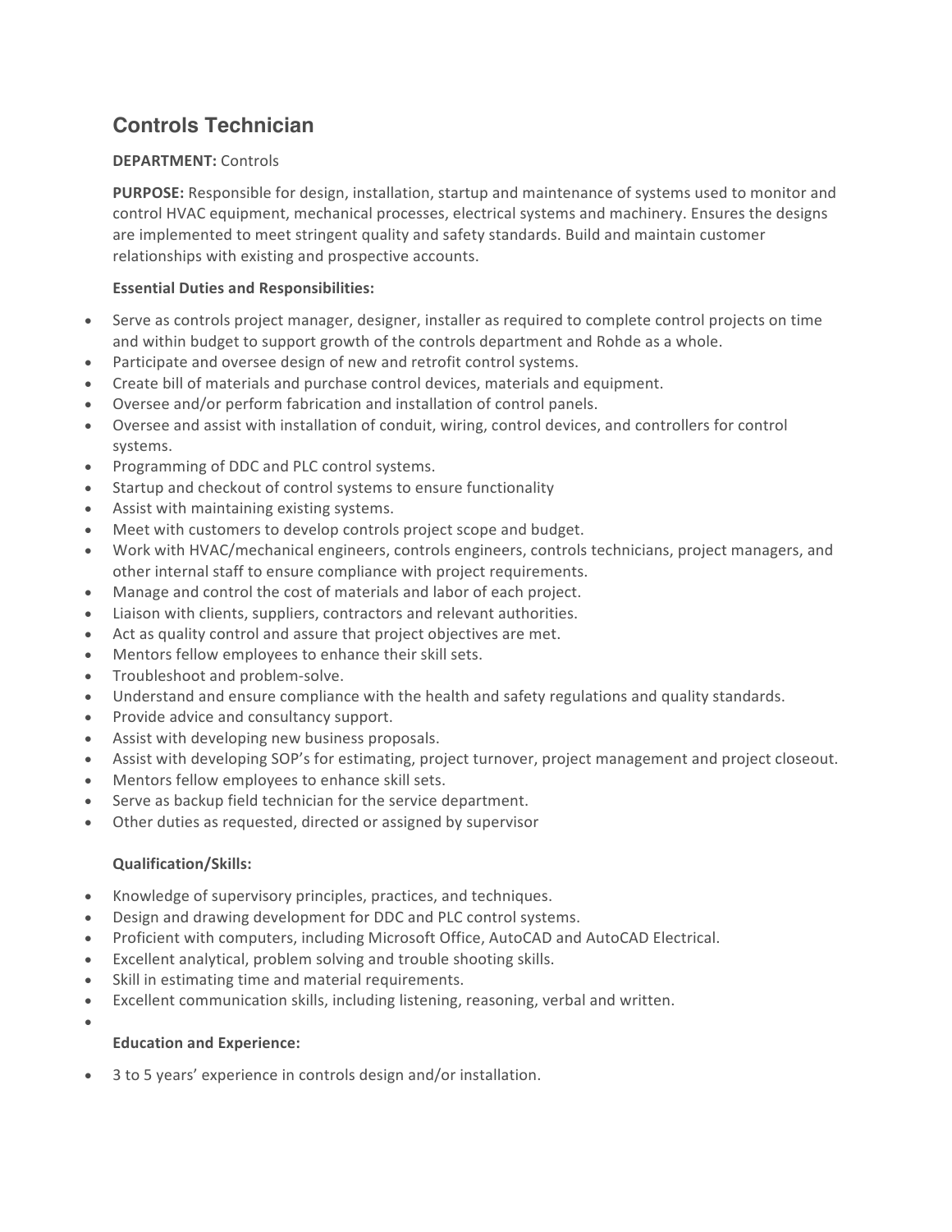# Controls Technician

**DEPARTMENT:** Controls

**PURPOSE:** Responsible for design, installation, startup and maintenance of systems used to monitor and control HVAC equipment, mechanical processes, electrical systems and machinery. Ensures the designs are implemented to meet stringent quality and safety standards. Build and maintain customer relationships with existing and prospective accounts.

**Essential Duties and Responsibilities:**

- Serve as controls project manager, designer, installer as required to complete control projects on time and within budget to support growth of the controls department and Rohde as a whole.
- Participate and oversee design of new and retrofit control systems.
- Create bill of materials and purchase control devices, materials and equipment.
- Oversee and/or perform fabrication and installation of control panels.
- Oversee and assist with installation of conduit, wiring, control devices, and controllers for control systems.
- Programming of DDC and PLC control systems.
- Startup and checkout of control systems to ensure functionality
- Assist with maintaining existing systems.
- Meet with customers to develop controls project scope and budget.
- Work with HVAC/mechanical engineers, controls engineers, controls technicians, project managers, and other internal staff to ensure compliance with project requirements.
- Manage and control the cost of materials and labor of each project.
- Liaison with clients, suppliers, contractors and relevant authorities.
- Act as quality control and assure that project objectives are met.
- Mentors fellow employees to enhance their skill sets.
- Troubleshoot and problem-solve.
- Understand and ensure compliance with the health and safety regulations and quality standards.
- Provide advice and consultancy support.
- Assist with developing new business proposals.
- Assist with developing SOP's for estimating, project turnover, project management and project closeout.
- Mentors fellow employees to enhance skill sets.
- Serve as backup field technician for the service department.
- Other duties as requested, directed or assigned by supervisor

**Qualification/Skills:**

- Knowledge of supervisory principles, practices, and techniques.
- Design and drawing development for DDC and PLC control systems.
- Proficient with computers, including Microsoft Office, AutoCAD and AutoCAD Electrical.
- Excellent analytical, problem solving and trouble shooting skills.
- Skill in estimating time and material requirements.
- Excellent communication skills, including listening, reasoning, verbal and written.

**Education and Experience:**

- 3 to 5 years' experience in controls design and/or installation.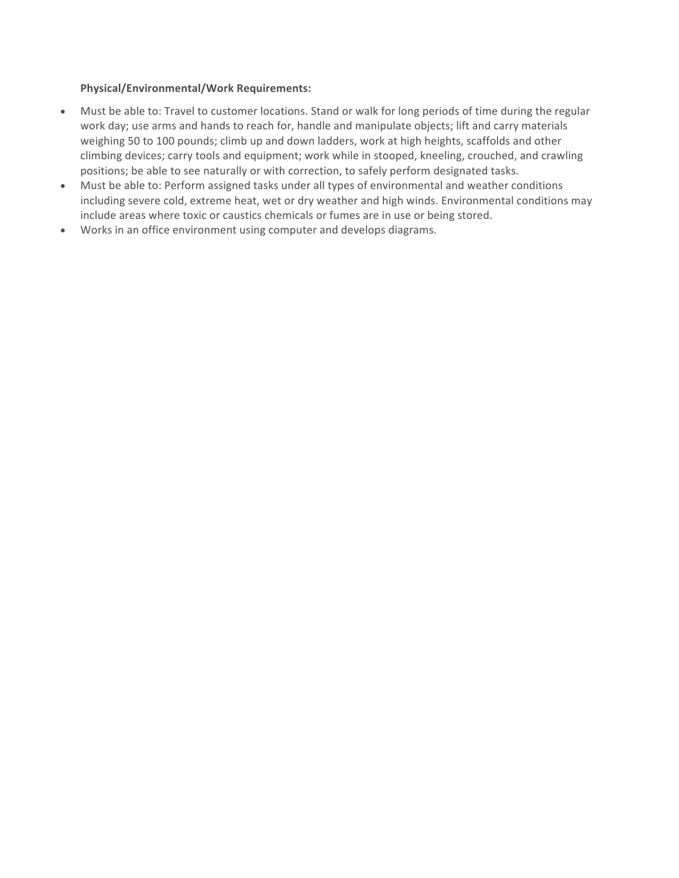**Physical/Environmental/Work Requirements:**

- Must be able to: Travel to customer locations. Stand or walk for long periods of time during the regular work day; use arms and hands to reach for, handle and manipulate objects; lift and carry materials weighing 50 to 100 pounds; climb up and down ladders, work at high heights, scaffolds and other climbing devices; carry tools and equipment; work while in stooped, kneeling, crouched, and crawling positions; be able to see naturally or with correction, to safely perform designated tasks.
- Must be able to: Perform assigned tasks under all types of environmental and weather conditions including severe cold, extreme heat, wet or dry weather and high winds. Environmental conditions may include areas where toxic or caustics chemicals or fumes are in use or being stored.
- Works in an office environment using computer and develops diagrams.